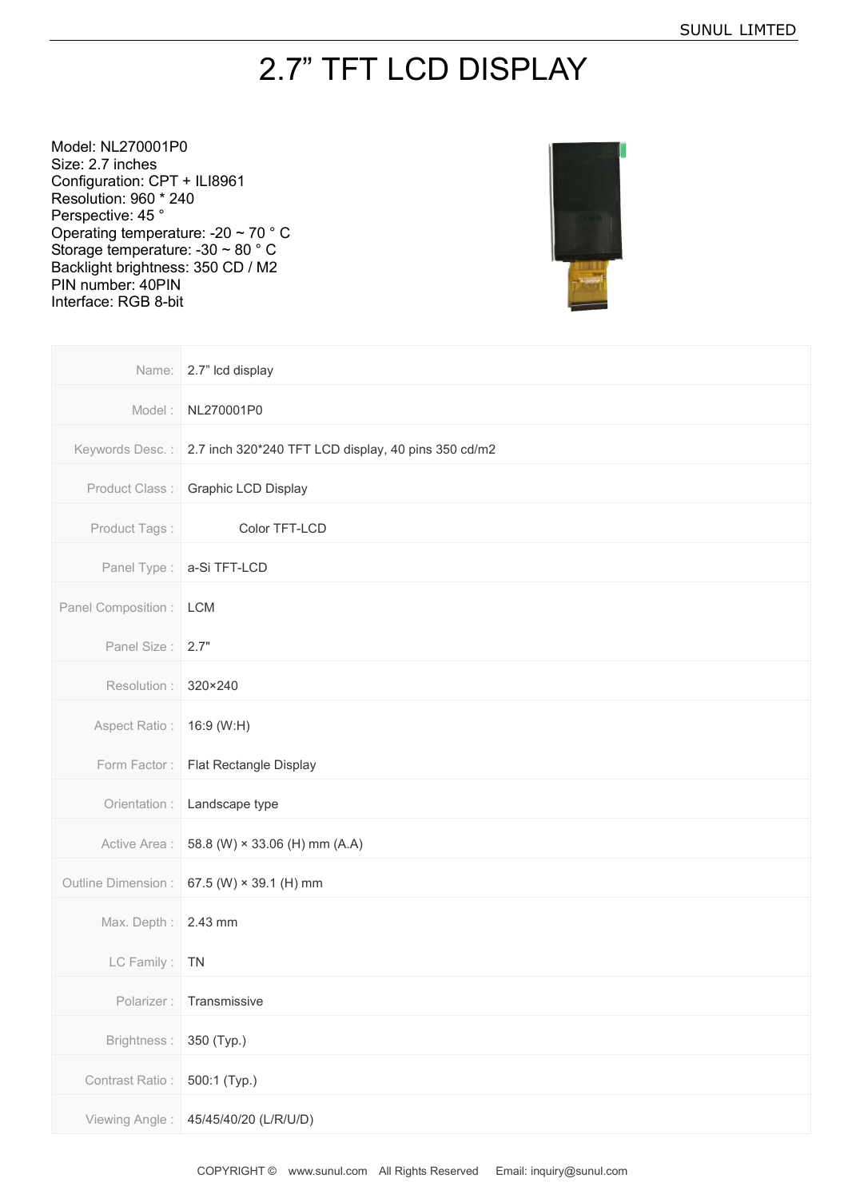# 2.7” TFT LCD DISPLAY

Model: NL270001P0
Size: 2.7 inches
Configuration: CPT + ILI8961
Resolution: 960 * 240
Perspective: 45 °
Operating temperature: -20 ~ 70 ° C
Storage temperature: -30 ~ 80 ° C
Backlight brightness: 350 CD / M2
PIN number: 40PIN
Interface: RGB 8-bit

| | |
|---|---|
| Name: | 2.7” lcd display |
| Model : | NL270001P0 |
| Keywords Desc. : | 2.7 inch 320*240 TFT LCD display, 40 pins 350 cd/m2 |
| Product Class : | Graphic LCD Display |
| Product Tags : | Color TFT-LCD |
| Panel Type : | a-Si TFT-LCD |
| Panel Composition : | LCM |
| Panel Size : | 2.7" |
| Resolution : | 320×240 |
| Aspect Ratio : | 16:9 (W:H) |
| Form Factor : | Flat Rectangle Display |
| Orientation : | Landscape type |
| Active Area : | 58.8 (W) × 33.06 (H) mm (A.A) |
| Outline Dimension : | 67.5 (W) × 39.1 (H) mm |
| Max. Depth : | 2.43 mm |
| LC Family : | TN |
| Polarizer : | Transmissive |
| Brightness : | 350 (Typ.) |
| Contrast Ratio : | 500:1 (Typ.) |
| Viewing Angle : | 45/45/40/20 (L/R/U/D) |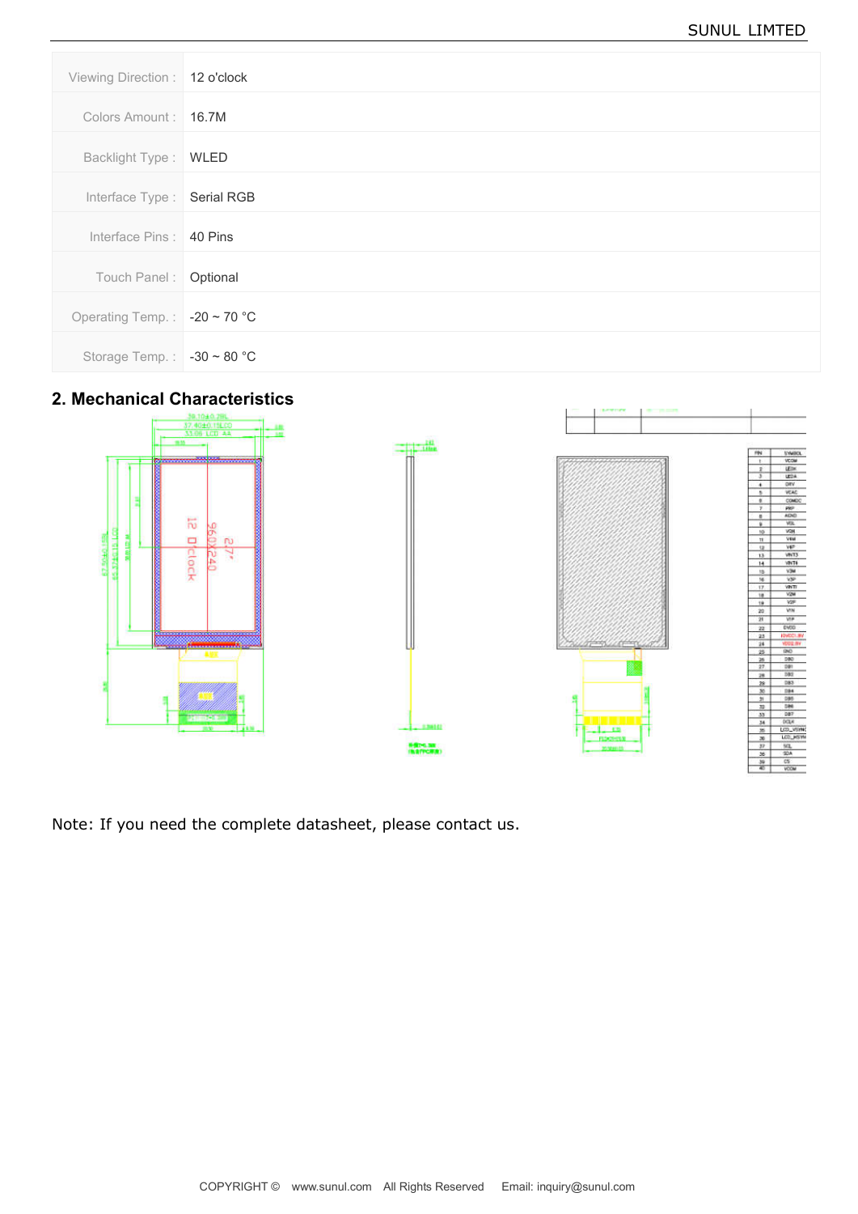| | |
|---|---|
| Viewing Direction : | 12 o'clock |
| Colors Amount : | 16.7M |
| Backlight Type : | WLED |
| Interface Type : | Serial RGB |
| Interface Pins : | 40 Pins |
| Touch Panel : | Optional |
| Operating Temp. : | -20 ~ 70 °C |
| Storage Temp. : | -30 ~ 80 °C |

## 2. Mechanical Characteristics

Note: If you need the complete datasheet, please contact us.